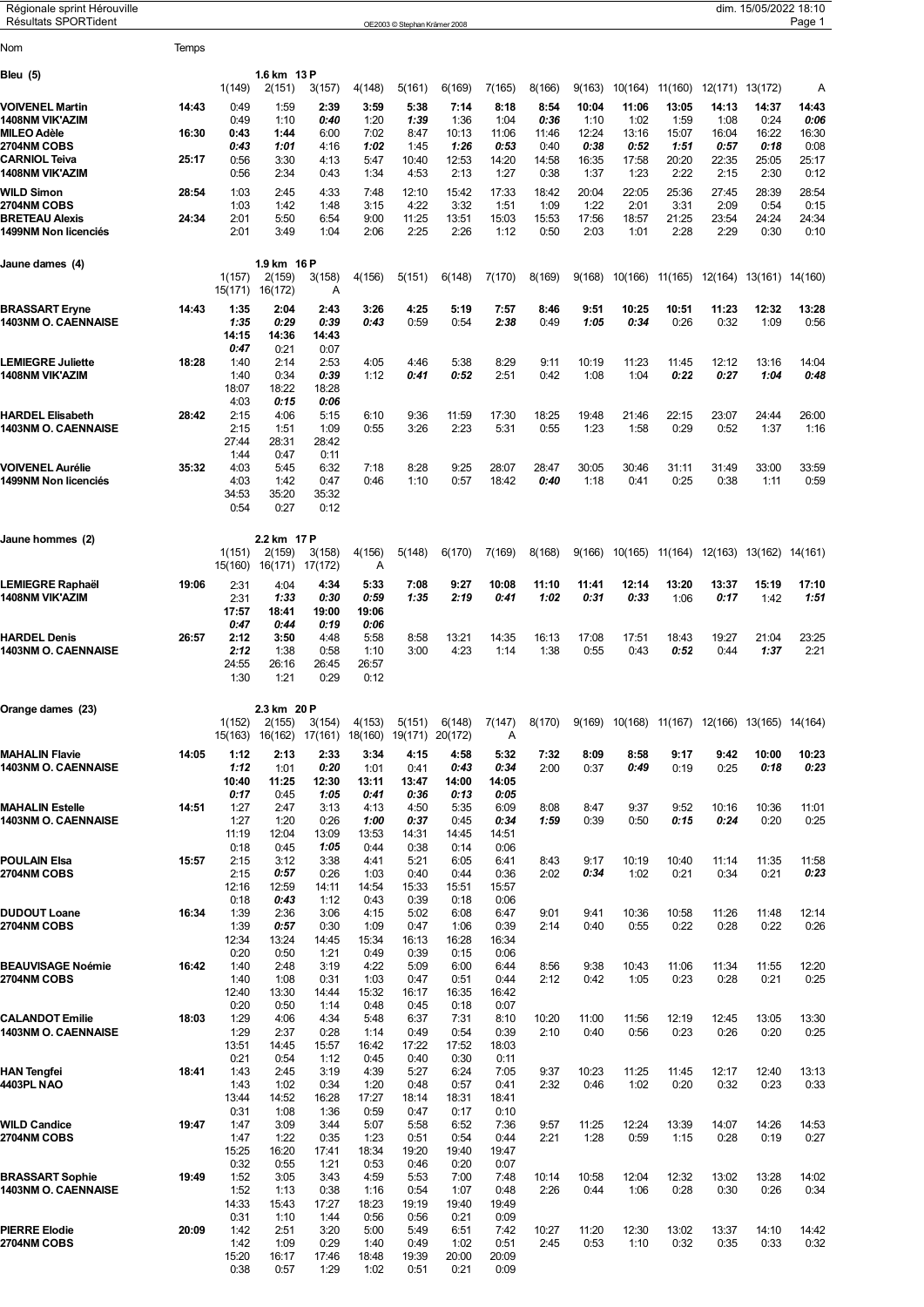Régionale sprint Hérouville
Résultats SPORTident

OE2003 © Stephan Krämer 2008

dim. 15/05/2022 18:10

## Bleu (5)

1.6 km 13 P

| Nom | Temps | 1(149) | 2(151) | 3(157) | 4(148) | 5(161) | 6(169) | 7(165) | 8(166) | 9(163) | 10(164) | 11(160) | 12(171) | 13(172) | A |
|---|---|---|---|---|---|---|---|---|---|---|---|---|---|---|---|
| **VOIVENEL Martin** | **14:43** | 0:49 | 1:59 | **2:39** | 3:59 | 5:38 | 7:14 | 8:18 | **8:54** | **10:04** | **11:06** | **13:05** | **14:13** | **14:37** | **14:43** |
| **1408NM VIK'AZIM** | | 0:49 | 1:10 | ***0:40*** | 1:20 | ***1:39*** | 1:36 | 1:04 | ***0:36*** | 1:10 | 1:02 | 1:59 | 1:08 | 0:24 | ***0:06*** |
| **MILEO Adèle** | **16:30** | **0:43** | **1:44** | 6:00 | 7:02 | 8:47 | 10:13 | 11:06 | 11:46 | 12:24 | 13:16 | 15:07 | 16:04 | 16:22 | 16:30 |
| **2704NM COBS** | | ***0:43*** | ***1:01*** | 4:16 | ***1:02*** | 1:45 | ***1:26*** | ***0:53*** | 0:40 | ***0:38*** | ***0:52*** | ***1:51*** | ***0:57*** | ***0:18*** | 0:08 |
| **CARNIOL Teiva** | **25:17** | 0:56 | 3:30 | 4:13 | 5:47 | 10:40 | 12:53 | 14:20 | 14:58 | 16:35 | 17:58 | 20:20 | 22:35 | 25:05 | 25:17 |
| **1408NM VIK'AZIM** | | 0:56 | 2:34 | 0:43 | 1:34 | 4:53 | 2:13 | 1:27 | 0:38 | 1:37 | 1:23 | 2:22 | 2:15 | 2:30 | 0:12 |
| **WILD Simon** | **28:54** | 1:03 | 2:45 | 4:33 | 7:48 | 12:10 | 15:42 | 17:33 | 18:42 | 20:04 | 22:05 | 25:36 | 27:45 | 28:39 | 28:54 |
| **2704NM COBS** | | 1:03 | 1:42 | 1:48 | 3:15 | 4:22 | 3:32 | 1:51 | 1:09 | 1:22 | 2:01 | 3:31 | 2:09 | 0:54 | 0:15 |
| **BRETEAU Alexis** | **24:34** | 2:01 | 5:50 | 6:54 | 9:00 | 11:25 | 13:51 | 15:03 | 15:53 | 17:56 | 18:57 | 21:25 | 23:54 | 24:24 | 24:34 |
| **1499NM Non licenciés** | | 2:01 | 3:49 | 1:04 | 2:06 | 2:25 | 2:26 | 1:12 | 0:50 | 2:03 | 1:01 | 2:28 | 2:29 | 0:30 | 0:10 |

## Jaune dames (4)

1.9 km 16 P

| Nom | Temps | 1(157) / 15(171) | 2(159) / 16(172) | 3(158) / A | 4(156) | 5(151) | 6(148) | 7(170) | 8(169) | 9(168) | 10(166) | 11(165) | 12(164) | 13(161) | 14(160) |
|---|---|---|---|---|---|---|---|---|---|---|---|---|---|---|---|
| **BRASSART Eryne** | **14:43** | **1:35** | **2:04** | **2:43** | **3:26** | **4:25** | **5:19** | **7:57** | **8:46** | **9:51** | **10:25** | **10:51** | **11:23** | **12:32** | **13:28** |
| **1403NM O. CAENNAISE** | | ***1:35*** | ***0:29*** | ***0:39*** | ***0:43*** | 0:59 | 0:54 | ***2:38*** | 0:49 | ***1:05*** | ***0:34*** | 0:26 | 0:32 | 1:09 | 0:56 |
| | | **14:15** | **14:36** | **14:43** | | | | | | | | | | | |
| | | ***0:47*** | 0:21 | 0:07 | | | | | | | | | | | |
| **LEMIEGRE Juliette** | **18:28** | 1:40 | 2:14 | 2:53 | 4:05 | 4:46 | 5:38 | 8:29 | 9:11 | 10:19 | 11:23 | 11:45 | 12:12 | 13:16 | 14:04 |
| **1408NM VIK'AZIM** | | 1:40 | 0:34 | ***0:39*** | 1:12 | ***0:41*** | ***0:52*** | 2:51 | 0:42 | 1:08 | 1:04 | ***0:22*** | ***0:27*** | ***1:04*** | ***0:48*** |
| | | 18:07 | 18:22 | 18:28 | | | | | | | | | | | |
| | | 4:03 | ***0:15*** | ***0:06*** | | | | | | | | | | | |
| **HARDEL Elisabeth** | **28:42** | 2:15 | 4:06 | 5:15 | 6:10 | 9:36 | 11:59 | 17:30 | 18:25 | 19:48 | 21:46 | 22:15 | 23:07 | 24:44 | 26:00 |
| **1403NM O. CAENNAISE** | | 2:15 | 1:51 | 1:09 | 0:55 | 3:26 | 2:23 | 5:31 | 0:55 | 1:23 | 1:58 | 0:29 | 0:52 | 1:37 | 1:16 |
| | | 27:44 | 28:31 | 28:42 | | | | | | | | | | | |
| | | 1:44 | 0:47 | 0:11 | | | | | | | | | | | |
| **VOIVENEL Aurélie** | **35:32** | 4:03 | 5:45 | 6:32 | 7:18 | 8:28 | 9:25 | 28:07 | 28:47 | 30:05 | 30:46 | 31:11 | 31:49 | 33:00 | 33:59 |
| **1499NM Non licenciés** | | 4:03 | 1:42 | 0:47 | 0:46 | 1:10 | 0:57 | 18:42 | ***0:40*** | 1:18 | 0:41 | 0:25 | 0:38 | 1:11 | 0:59 |
| | | 34:53 | 35:20 | 35:32 | | | | | | | | | | | |
| | | 0:54 | 0:27 | 0:12 | | | | | | | | | | | |

## Jaune hommes (2)

2.2 km 17 P

| Nom | Temps | 1(151) / 15(160) | 2(159) / 16(171) | 3(158) / 17(172) | 4(156) / A | 5(148) | 6(170) | 7(169) | 8(168) | 9(166) | 10(165) | 11(164) | 12(163) | 13(162) | 14(161) |
|---|---|---|---|---|---|---|---|---|---|---|---|---|---|---|---|
| **LEMIEGRE Raphaël** | **19:06** | 2:31 | 4:04 | **4:34** | **5:33** | **7:08** | **9:27** | **10:08** | **11:10** | **11:41** | **12:14** | **13:20** | **13:37** | **15:19** | **17:10** |
| **1408NM VIK'AZIM** | | 2:31 | ***1:33*** | ***0:30*** | ***0:59*** | ***1:35*** | ***2:19*** | ***0:41*** | ***1:02*** | ***0:31*** | ***0:33*** | 1:06 | ***0:17*** | 1:42 | ***1:51*** |
| | | **17:57** | **18:41** | **19:00** | **19:06** | | | | | | | | | | |
| | | ***0:47*** | ***0:44*** | ***0:19*** | ***0:06*** | | | | | | | | | | |
| **HARDEL Denis** | **26:57** | **2:12** | **3:50** | 4:48 | 5:58 | 8:58 | 13:21 | 14:35 | 16:13 | 17:08 | 17:51 | 18:43 | 19:27 | 21:04 | 23:25 |
| **1403NM O. CAENNAISE** | | ***2:12*** | 1:38 | 0:58 | 1:10 | 3:00 | 4:23 | 1:14 | 1:38 | 0:55 | 0:43 | ***0:52*** | 0:44 | ***1:37*** | 2:21 |
| | | 24:55 | 26:16 | 26:45 | 26:57 | | | | | | | | | | |
| | | 1:30 | 1:21 | 0:29 | 0:12 | | | | | | | | | | |

## Orange dames (23)

2.3 km 20 P

| Nom | Temps | 1(152) / 15(163) | 2(155) / 16(162) | 3(154) / 17(161) | 4(153) / 18(160) | 5(151) / 19(171) | 6(148) / 20(172) | 7(147) / A | 8(170) | 9(169) | 10(168) | 11(167) | 12(166) | 13(165) | 14(164) |
|---|---|---|---|---|---|---|---|---|---|---|---|---|---|---|---|
| **MAHALIN Flavie** | **14:05** | **1:12** | **2:13** | **2:33** | **3:34** | **4:15** | **4:58** | **5:32** | **7:32** | **8:09** | **8:58** | **9:17** | **9:42** | **10:00** | **10:23** |
| **1403NM O. CAENNAISE** | | ***1:12*** | 1:01 | ***0:20*** | 1:01 | 0:41 | ***0:43*** | ***0:34*** | 2:00 | 0:37 | ***0:49*** | 0:19 | 0:25 | ***0:18*** | ***0:23*** |
| | | **10:40** | **11:25** | **12:30** | **13:11** | **13:47** | **14:00** | **14:05** | | | | | | | |
| | | ***0:17*** | 0:45 | ***1:05*** | ***0:41*** | ***0:36*** | ***0:13*** | ***0:05*** | | | | | | | |
| **MAHALIN Estelle** | **14:51** | 1:27 | 2:47 | 3:13 | 4:13 | 4:50 | 5:35 | 6:09 | 8:08 | 8:47 | 9:37 | 9:52 | 10:16 | 10:36 | 11:01 |
| **1403NM O. CAENNAISE** | | 1:27 | 1:20 | 0:26 | ***1:00*** | ***0:37*** | 0:45 | ***0:34*** | ***1:59*** | 0:39 | 0:50 | ***0:15*** | ***0:24*** | 0:20 | 0:25 |
| | | 11:19 | 12:04 | 13:09 | 13:53 | 14:31 | 14:45 | 14:51 | | | | | | | |
| | | 0:18 | 0:45 | ***1:05*** | 0:44 | 0:38 | 0:14 | 0:06 | | | | | | | |
| **POULAIN Elsa** | **15:57** | 2:15 | 3:12 | 3:38 | 4:41 | 5:21 | 6:05 | 6:41 | 8:43 | 9:17 | 10:19 | 10:40 | 11:14 | 11:35 | 11:58 |
| **2704NM COBS** | | 2:15 | ***0:57*** | 0:26 | 1:03 | 0:40 | 0:44 | 0:36 | 2:02 | ***0:34*** | 1:02 | 0:21 | 0:34 | 0:21 | ***0:23*** |
| | | 12:16 | 12:59 | 14:11 | 14:54 | 15:33 | 15:51 | 15:57 | | | | | | | |
| | | 0:18 | ***0:43*** | 1:12 | 0:43 | 0:39 | 0:18 | 0:06 | | | | | | | |
| **DUDOUT Loane** | **16:34** | 1:39 | 2:36 | 3:06 | 4:15 | 5:02 | 6:08 | 6:47 | 9:01 | 9:41 | 10:36 | 10:58 | 11:26 | 11:48 | 12:14 |
| **2704NM COBS** | | 1:39 | ***0:57*** | 0:30 | 1:09 | 0:47 | 1:06 | 0:39 | 2:14 | 0:40 | 0:55 | 0:22 | 0:28 | 0:22 | 0:26 |
| | | 12:34 | 13:24 | 14:45 | 15:34 | 16:13 | 16:28 | 16:34 | | | | | | | |
| | | 0:20 | 0:50 | 1:21 | 0:49 | 0:39 | 0:15 | 0:06 | | | | | | | |
| **BEAUVISAGE Noémie** | **16:42** | 1:40 | 2:48 | 3:19 | 4:22 | 5:09 | 6:00 | 6:44 | 8:56 | 9:38 | 10:43 | 11:06 | 11:34 | 11:55 | 12:20 |
| **2704NM COBS** | | 1:40 | 1:08 | 0:31 | 1:03 | 0:47 | 0:51 | 0:44 | 2:12 | 0:42 | 1:05 | 0:23 | 0:28 | 0:21 | 0:25 |
| | | 12:40 | 13:30 | 14:44 | 15:32 | 16:17 | 16:35 | 16:42 | | | | | | | |
| | | 0:20 | 0:50 | 1:14 | 0:48 | 0:45 | 0:18 | 0:07 | | | | | | | |
| **CALANDOT Emilie** | **18:03** | 1:29 | 4:06 | 4:34 | 5:48 | 6:37 | 7:31 | 8:10 | 10:20 | 11:00 | 11:56 | 12:19 | 12:45 | 13:05 | 13:30 |
| **1403NM O. CAENNAISE** | | 1:29 | 2:37 | 0:28 | 1:14 | 0:49 | 0:54 | 0:39 | 2:10 | 0:40 | 0:56 | 0:23 | 0:26 | 0:20 | 0:25 |
| | | 13:51 | 14:45 | 15:57 | 16:42 | 17:22 | 17:52 | 18:03 | | | | | | | |
| | | 0:21 | 0:54 | 1:12 | 0:45 | 0:40 | 0:30 | 0:11 | | | | | | | |
| **HAN Tengfei** | **18:41** | 1:43 | 2:45 | 3:19 | 4:39 | 5:27 | 6:24 | 7:05 | 9:37 | 10:23 | 11:25 | 11:45 | 12:17 | 12:40 | 13:13 |
| **4403PL NAO** | | 1:43 | 1:02 | 0:34 | 1:20 | 0:48 | 0:57 | 0:41 | 2:32 | 0:46 | 1:02 | 0:20 | 0:32 | 0:23 | 0:33 |
| | | 13:44 | 14:52 | 16:28 | 17:27 | 18:14 | 18:31 | 18:41 | | | | | | | |
| | | 0:31 | 1:08 | 1:36 | 0:59 | 0:47 | 0:17 | 0:10 | | | | | | | |
| **WILD Candice** | **19:47** | 1:47 | 3:09 | 3:44 | 5:07 | 5:58 | 6:52 | 7:36 | 9:57 | 11:25 | 12:24 | 13:39 | 14:07 | 14:26 | 14:53 |
| **2704NM COBS** | | 1:47 | 1:22 | 0:35 | 1:23 | 0:51 | 0:54 | 0:44 | 2:21 | 1:28 | 0:59 | 1:15 | 0:28 | 0:19 | 0:27 |
| | | 15:25 | 16:20 | 17:41 | 18:34 | 19:20 | 19:40 | 19:47 | | | | | | | |
| | | 0:32 | 0:55 | 1:21 | 0:53 | 0:46 | 0:20 | 0:07 | | | | | | | |
| **BRASSART Sophie** | **19:49** | 1:52 | 3:05 | 3:43 | 4:59 | 5:53 | 7:00 | 7:48 | 10:14 | 10:58 | 12:04 | 12:32 | 13:02 | 13:28 | 14:02 |
| **1403NM O. CAENNAISE** | | 1:52 | 1:13 | 0:38 | 1:16 | 0:54 | 1:07 | 0:48 | 2:26 | 0:44 | 1:06 | 0:28 | 0:30 | 0:26 | 0:34 |
| | | 14:33 | 15:43 | 17:27 | 18:23 | 19:19 | 19:40 | 19:49 | | | | | | | |
| | | 0:31 | 1:10 | 1:44 | 0:56 | 0:56 | 0:21 | 0:09 | | | | | | | |
| **PIERRE Elodie** | **20:09** | 1:42 | 2:51 | 3:20 | 5:00 | 5:49 | 6:51 | 7:42 | 10:27 | 11:20 | 12:30 | 13:02 | 13:37 | 14:10 | 14:42 |
| **2704NM COBS** | | 1:42 | 1:09 | 0:29 | 1:40 | 0:49 | 1:02 | 0:51 | 2:45 | 0:53 | 1:10 | 0:32 | 0:35 | 0:33 | 0:32 |
| | | 15:20 | 16:17 | 17:46 | 18:48 | 19:39 | 20:00 | 20:09 | | | | | | | |
| | | 0:38 | 0:57 | 1:29 | 1:02 | 0:51 | 0:21 | 0:09 | | | | | | | |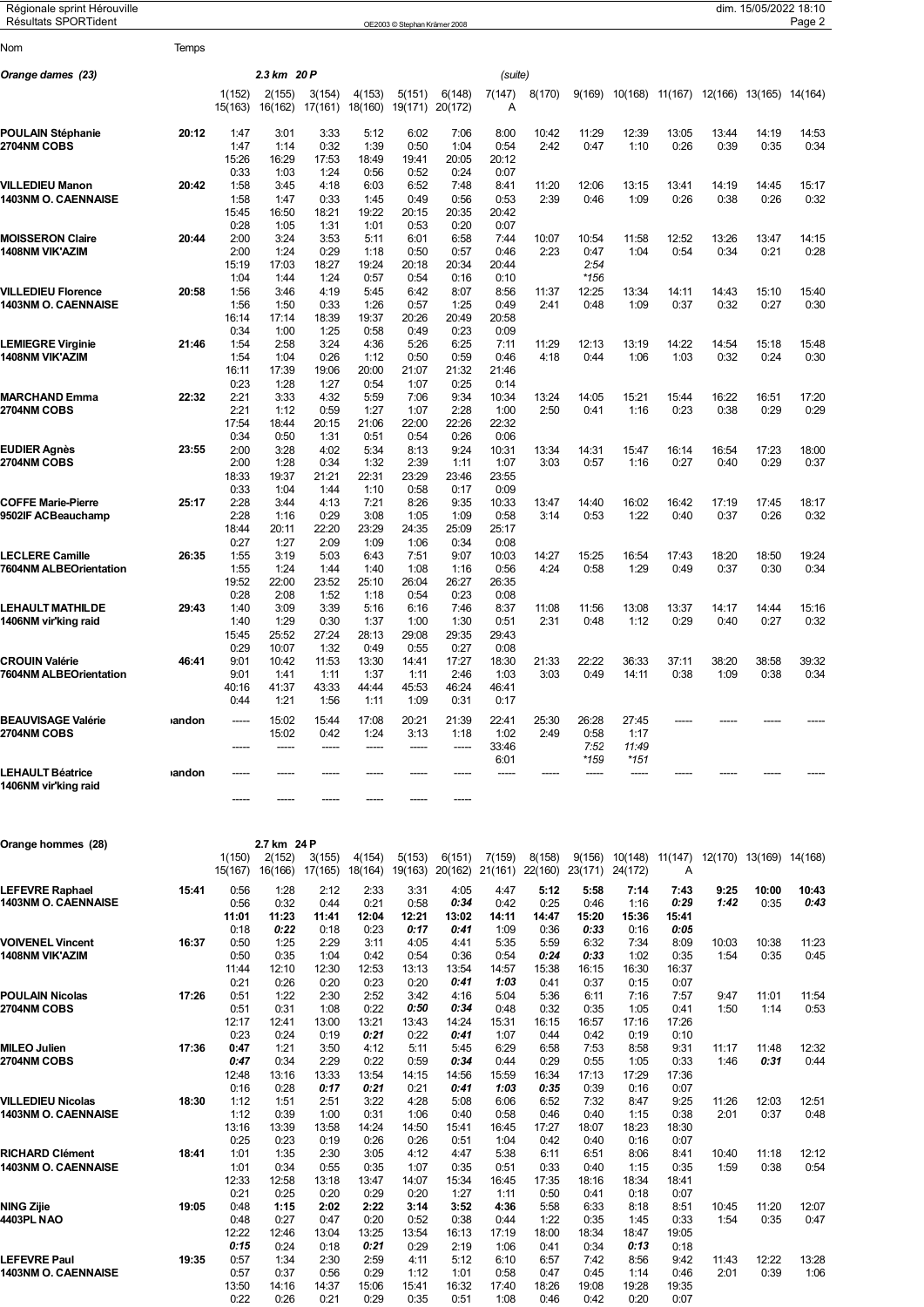## Orange dames (23) — 2.3 km 20 P (suite)

| Nom | Temps | 1(152) | 2(155) | 3(154) | 4(153) | 5(151) | 6(148) | 7(147) | 8(170) | 9(169) | 10(168) | 11(167) | 12(166) | 13(165) | 14(164) |
|---|---|---|---|---|---|---|---|---|---|---|---|---|---|---|---|
| | | 15(163) | 16(162) | 17(161) | 18(160) | 19(171) | 20(172) | A | | | | | | | |
| **POULAIN Stéphanie** | **20:12** | 1:47 | 3:01 | 3:33 | 5:12 | 6:02 | 7:06 | 8:00 | 10:42 | 11:29 | 12:39 | 13:05 | 13:44 | 14:19 | 14:53 |
| **2704NM COBS** | | 1:47 | 1:14 | 0:32 | 1:39 | 0:50 | 1:04 | 0:54 | 2:42 | 0:47 | 1:10 | 0:26 | 0:39 | 0:35 | 0:34 |
| | | 15:26 | 16:29 | 17:53 | 18:49 | 19:41 | 20:05 | 20:12 | | | | | | | |
| | | 0:33 | 1:03 | 1:24 | 0:56 | 0:52 | 0:24 | 0:07 | | | | | | | |
| **VILLEDIEU Manon** | **20:42** | 1:58 | 3:45 | 4:18 | 6:03 | 6:52 | 7:48 | 8:41 | 11:20 | 12:06 | 13:15 | 13:41 | 14:19 | 14:45 | 15:17 |
| **1403NM O. CAENNAISE** | | 1:58 | 1:47 | 0:33 | 1:45 | 0:49 | 0:56 | 0:53 | 2:39 | 0:46 | 1:09 | 0:26 | 0:38 | 0:26 | 0:32 |
| | | 15:45 | 16:50 | 18:21 | 19:22 | 20:15 | 20:35 | 20:42 | | | | | | | |
| | | 0:28 | 1:05 | 1:31 | 1:01 | 0:53 | 0:20 | 0:07 | | | | | | | |
| **MOISSERON Claire** | **20:44** | 2:00 | 3:24 | 3:53 | 5:11 | 6:01 | 6:58 | 7:44 | 10:07 | 10:54 | 11:58 | 12:52 | 13:26 | 13:47 | 14:15 |
| **1408NM VIK'AZIM** | | 2:00 | 1:24 | 0:29 | 1:18 | 0:50 | 0:57 | 0:46 | 2:23 | 0:47 | 1:04 | 0:54 | 0:34 | 0:21 | 0:28 |
| | | 15:19 | 17:03 | 18:27 | 19:24 | 20:18 | 20:34 | 20:44 | | *2:54* | | | | | |
| | | 1:04 | 1:44 | 1:24 | 0:57 | 0:54 | 0:16 | 0:10 | | *156 | | | | | |
| **VILLEDIEU Florence** | **20:58** | 1:56 | 3:46 | 4:19 | 5:45 | 6:42 | 8:07 | 8:56 | 11:37 | 12:25 | 13:34 | 14:11 | 14:43 | 15:10 | 15:40 |
| **1403NM O. CAENNAISE** | | 1:56 | 1:50 | 0:33 | 1:26 | 0:57 | 1:25 | 0:49 | 2:41 | 0:48 | 1:09 | 0:37 | 0:32 | 0:27 | 0:30 |
| | | 16:14 | 17:14 | 18:39 | 19:37 | 20:26 | 20:49 | 20:58 | | | | | | | |
| | | 0:34 | 1:00 | 1:25 | 0:58 | 0:49 | 0:23 | 0:09 | | | | | | | |
| **LEMIEGRE Virginie** | **21:46** | 1:54 | 2:58 | 3:24 | 4:36 | 5:26 | 6:25 | 7:11 | 11:29 | 12:13 | 13:19 | 14:22 | 14:54 | 15:18 | 15:48 |
| **1408NM VIK'AZIM** | | 1:54 | 1:04 | 0:26 | 1:12 | 0:50 | 0:59 | 0:46 | 4:18 | 0:44 | 1:06 | 1:03 | 0:32 | 0:24 | 0:30 |
| | | 16:11 | 17:39 | 19:06 | 20:00 | 21:07 | 21:32 | 21:46 | | | | | | | |
| | | 0:23 | 1:28 | 1:27 | 0:54 | 1:07 | 0:25 | 0:14 | | | | | | | |
| **MARCHAND Emma** | **22:32** | 2:21 | 3:33 | 4:32 | 5:59 | 7:06 | 9:34 | 10:34 | 13:24 | 14:05 | 15:21 | 15:44 | 16:22 | 16:51 | 17:20 |
| **2704NM COBS** | | 2:21 | 1:12 | 0:59 | 1:27 | 1:07 | 2:28 | 1:00 | 2:50 | 0:41 | 1:16 | 0:23 | 0:38 | 0:29 | 0:29 |
| | | 17:54 | 18:44 | 20:15 | 21:06 | 22:00 | 22:26 | 22:32 | | | | | | | |
| | | 0:34 | 0:50 | 1:31 | 0:51 | 0:54 | 0:26 | 0:06 | | | | | | | |
| **EUDIER Agnès** | **23:55** | 2:00 | 3:28 | 4:02 | 5:34 | 8:13 | 9:24 | 10:31 | 13:34 | 14:31 | 15:47 | 16:14 | 16:54 | 17:23 | 18:00 |
| **2704NM COBS** | | 2:00 | 1:28 | 0:34 | 1:32 | 2:39 | 1:11 | 1:07 | 3:03 | 0:57 | 1:16 | 0:27 | 0:40 | 0:29 | 0:37 |
| | | 18:33 | 19:37 | 21:21 | 22:31 | 23:29 | 23:46 | 23:55 | | | | | | | |
| | | 0:33 | 1:04 | 1:44 | 1:10 | 0:58 | 0:17 | 0:09 | | | | | | | |
| **COFFE Marie-Pierre** | **25:17** | 2:28 | 3:44 | 4:13 | 7:21 | 8:26 | 9:35 | 10:33 | 13:47 | 14:40 | 16:02 | 16:42 | 17:19 | 17:45 | 18:17 |
| **9502IF ACBeauchamp** | | 2:28 | 1:16 | 0:29 | 3:08 | 1:05 | 1:09 | 0:58 | 3:14 | 0:53 | 1:22 | 0:40 | 0:37 | 0:26 | 0:32 |
| | | 18:44 | 20:11 | 22:20 | 23:29 | 24:35 | 25:09 | 25:17 | | | | | | | |
| | | 0:27 | 1:27 | 2:09 | 1:09 | 1:06 | 0:34 | 0:08 | | | | | | | |
| **LECLERE Camille** | **26:35** | 1:55 | 3:19 | 5:03 | 6:43 | 7:51 | 9:07 | 10:03 | 14:27 | 15:25 | 16:54 | 17:43 | 18:20 | 18:50 | 19:24 |
| **7604NM ALBEOrientation** | | 1:55 | 1:24 | 1:44 | 1:40 | 1:08 | 1:16 | 0:56 | 4:24 | 0:58 | 1:29 | 0:49 | 0:37 | 0:30 | 0:34 |
| | | 19:52 | 22:00 | 23:52 | 25:10 | 26:04 | 26:27 | 26:35 | | | | | | | |
| | | 0:28 | 2:08 | 1:52 | 1:18 | 0:54 | 0:23 | 0:08 | | | | | | | |
| **LEHAULT MATHILDE** | **29:43** | 1:40 | 3:09 | 3:39 | 5:16 | 6:16 | 7:46 | 8:37 | 11:08 | 11:56 | 13:08 | 13:37 | 14:17 | 14:44 | 15:16 |
| **1406NM vir'king raid** | | 1:40 | 1:29 | 0:30 | 1:37 | 1:00 | 1:30 | 0:51 | 2:31 | 0:48 | 1:12 | 0:29 | 0:40 | 0:27 | 0:32 |
| | | 15:45 | 25:52 | 27:24 | 28:13 | 29:08 | 29:35 | 29:43 | | | | | | | |
| | | 0:29 | 10:07 | 1:32 | 0:49 | 0:55 | 0:27 | 0:08 | | | | | | | |
| **CROUIN Valérie** | **46:41** | 9:01 | 10:42 | 11:53 | 13:30 | 14:41 | 17:27 | 18:30 | 21:33 | 22:22 | 36:33 | 37:11 | 38:20 | 38:58 | 39:32 |
| **7604NM ALBEOrientation** | | 9:01 | 1:41 | 1:11 | 1:37 | 1:11 | 2:46 | 1:03 | 3:03 | 0:49 | 14:11 | 0:38 | 1:09 | 0:38 | 0:34 |
| | | 40:16 | 41:37 | 43:33 | 44:44 | 45:53 | 46:24 | 46:41 | | | | | | | |
| | | 0:44 | 1:21 | 1:56 | 1:11 | 1:09 | 0:31 | 0:17 | | | | | | | |
| **BEAUVISAGE Valérie** | **abandon** | ----- | 15:02 | 15:44 | 17:08 | 20:21 | 21:39 | 22:41 | 25:30 | 26:28 | 27:45 | ----- | ----- | ----- | ----- |
| **2704NM COBS** | | | 15:02 | 0:42 | 1:24 | 3:13 | 1:18 | 1:02 | 2:49 | 0:58 | 1:17 | | | | |
| | | ----- | ----- | ----- | ----- | ----- | ----- | 33:46 | | *7:52* | *11:49* | | | | |
| | | | | | | | | 6:01 | | *159 | *151 | | | | |
| **LEHAULT Béatrice** | **abandon** | ----- | ----- | ----- | ----- | ----- | ----- | ----- | ----- | ----- | ----- | ----- | ----- | ----- | ----- |
| **1406NM vir'king raid** | | | | | | | | | | | | | | | |
| | | ----- | ----- | ----- | ----- | ----- | ----- | | | | | | | | |

## Orange hommes (28) — 2.7 km 24 P

| Nom | Temps | 1(150) | 2(152) | 3(155) | 4(154) | 5(153) | 6(151) | 7(159) | 8(158) | 9(156) | 10(148) | 11(147) | 12(170) | 13(169) | 14(168) |
|---|---|---|---|---|---|---|---|---|---|---|---|---|---|---|---|
| | | 15(167) | 16(166) | 17(165) | 18(164) | 19(163) | 20(162) | 21(161) | 22(160) | 23(171) | 24(172) | A | | | |
| **LEFEVRE Raphael** | **15:41** | 0:56 | 1:28 | 2:12 | 2:33 | 3:31 | 4:05 | 4:47 | **5:12** | **5:58** | **7:14** | **7:43** | **9:25** | **10:00** | **10:43** |
| **1403NM O. CAENNAISE** | | 0:56 | 0:32 | 0:44 | 0:21 | 0:58 | ***0:34*** | 0:42 | 0:25 | 0:46 | 1:16 | ***0:29*** | ***1:42*** | 0:35 | ***0:43*** |
| | | **11:01** | **11:23** | **11:41** | **12:04** | **12:21** | **13:02** | **14:11** | **14:47** | **15:20** | **15:36** | **15:41** | | | |
| | | 0:18 | ***0:22*** | 0:18 | 0:23 | ***0:17*** | ***0:41*** | 1:09 | 0:36 | ***0:33*** | 0:16 | ***0:05*** | | | |
| **VOIVENEL Vincent** | **16:37** | 0:50 | 1:25 | 2:29 | 3:11 | 4:05 | 4:41 | 5:35 | 5:59 | 6:32 | 7:34 | 8:09 | 10:03 | 10:38 | 11:23 |
| **1408NM VIK'AZIM** | | 0:50 | 0:35 | 1:04 | 0:42 | 0:54 | 0:36 | 0:54 | ***0:24*** | ***0:33*** | 1:02 | 0:35 | 1:54 | 0:35 | 0:45 |
| | | 11:44 | 12:10 | 12:30 | 12:53 | 13:13 | 13:54 | 14:57 | 15:38 | 16:15 | 16:30 | 16:37 | | | |
| | | 0:21 | 0:26 | 0:20 | 0:23 | 0:20 | ***0:41*** | ***1:03*** | 0:41 | 0:37 | 0:15 | 0:07 | | | |
| **POULAIN Nicolas** | **17:26** | 0:51 | 1:22 | 2:30 | 2:52 | 3:42 | 4:16 | 5:04 | 5:36 | 6:11 | 7:16 | 7:57 | 9:47 | 11:01 | 11:54 |
| **2704NM COBS** | | 0:51 | 0:31 | 1:08 | 0:22 | ***0:50*** | ***0:34*** | 0:48 | 0:32 | 0:35 | 1:05 | 0:41 | 1:50 | 1:14 | 0:53 |
| | | 12:17 | 12:41 | 13:00 | 13:21 | 13:43 | 14:24 | 15:31 | 16:15 | 16:57 | 17:16 | 17:26 | | | |
| | | 0:23 | 0:24 | 0:19 | ***0:21*** | 0:22 | ***0:41*** | 1:07 | 0:44 | 0:42 | 0:19 | 0:10 | | | |
| **MILEO Julien** | **17:36** | **0:47** | 1:21 | 3:50 | 4:12 | 5:11 | 5:45 | 6:29 | 6:58 | 7:53 | 8:58 | 9:31 | 11:17 | 11:48 | 12:32 |
| **2704NM COBS** | | ***0:47*** | 0:34 | 2:29 | 0:22 | 0:59 | ***0:34*** | 0:44 | 0:29 | 0:55 | 1:05 | 0:33 | 1:46 | ***0:31*** | 0:44 |
| | | 12:48 | 13:16 | 13:33 | 13:54 | 14:15 | 14:56 | 15:59 | 16:34 | 17:13 | 17:29 | 17:36 | | | |
| | | 0:16 | 0:28 | ***0:17*** | ***0:21*** | 0:21 | ***0:41*** | ***1:03*** | ***0:35*** | 0:39 | 0:16 | 0:07 | | | |
| **VILLEDIEU Nicolas** | **18:30** | 1:12 | 1:51 | 2:51 | 3:22 | 4:28 | 5:08 | 6:06 | 6:52 | 7:32 | 8:47 | 9:25 | 11:26 | 12:03 | 12:51 |
| **1403NM O. CAENNAISE** | | 1:12 | 0:39 | 1:00 | 0:31 | 1:06 | 0:40 | 0:58 | 0:46 | 0:40 | 1:15 | 0:38 | 2:01 | 0:37 | 0:48 |
| | | 13:16 | 13:39 | 13:58 | 14:24 | 14:50 | 15:41 | 16:45 | 17:27 | 18:07 | 18:23 | 18:30 | | | |
| | | 0:25 | 0:23 | 0:19 | 0:26 | 0:26 | 0:51 | 1:04 | 0:42 | 0:40 | 0:16 | 0:07 | | | |
| **RICHARD Clément** | **18:41** | 1:01 | 1:35 | 2:30 | 3:05 | 4:12 | 4:47 | 5:38 | 6:11 | 6:51 | 8:06 | 8:41 | 10:40 | 11:18 | 12:12 |
| **1403NM O. CAENNAISE** | | 1:01 | 0:34 | 0:55 | 0:35 | 1:07 | 0:35 | 0:51 | 0:33 | 0:40 | 1:15 | 0:35 | 1:59 | 0:38 | 0:54 |
| | | 12:33 | 12:58 | 13:18 | 13:47 | 14:07 | 15:34 | 16:45 | 17:35 | 18:16 | 18:34 | 18:41 | | | |
| | | 0:21 | 0:25 | 0:20 | 0:29 | 0:20 | 1:27 | 1:11 | 0:50 | 0:41 | 0:18 | 0:07 | | | |
| **NING Zijie** | **19:05** | 0:48 | **1:15** | **2:02** | **2:22** | **3:14** | **3:52** | **4:36** | 5:58 | 6:33 | 8:18 | 8:51 | 10:45 | 11:20 | 12:07 |
| **4403PL NAO** | | 0:48 | 0:27 | 0:47 | 0:20 | 0:52 | 0:38 | 0:44 | 1:22 | 0:35 | 1:45 | 0:33 | 1:54 | 0:35 | 0:47 |
| | | 12:22 | 12:46 | 13:04 | 13:25 | 13:54 | 16:13 | 17:19 | 18:00 | 18:34 | 18:47 | 19:05 | | | |
| | | ***0:15*** | 0:24 | 0:18 | ***0:21*** | 0:29 | 2:19 | 1:06 | 0:41 | 0:34 | ***0:13*** | 0:18 | | | |
| **LEFEVRE Paul** | **19:35** | 0:57 | 1:34 | 2:30 | 2:59 | 4:11 | 5:12 | 6:10 | 6:57 | 7:42 | 8:56 | 9:42 | 11:43 | 12:22 | 13:28 |
| **1403NM O. CAENNAISE** | | 0:57 | 0:37 | 0:56 | 0:29 | 1:12 | 1:01 | 0:58 | 0:47 | 0:45 | 1:14 | 0:46 | 2:01 | 0:39 | 1:06 |
| | | 13:50 | 14:16 | 14:37 | 15:06 | 15:41 | 16:32 | 17:40 | 18:26 | 19:08 | 19:28 | 19:35 | | | |
| | | 0:22 | 0:26 | 0:21 | 0:29 | 0:35 | 0:51 | 1:08 | 0:46 | 0:42 | 0:20 | 0:07 | | | |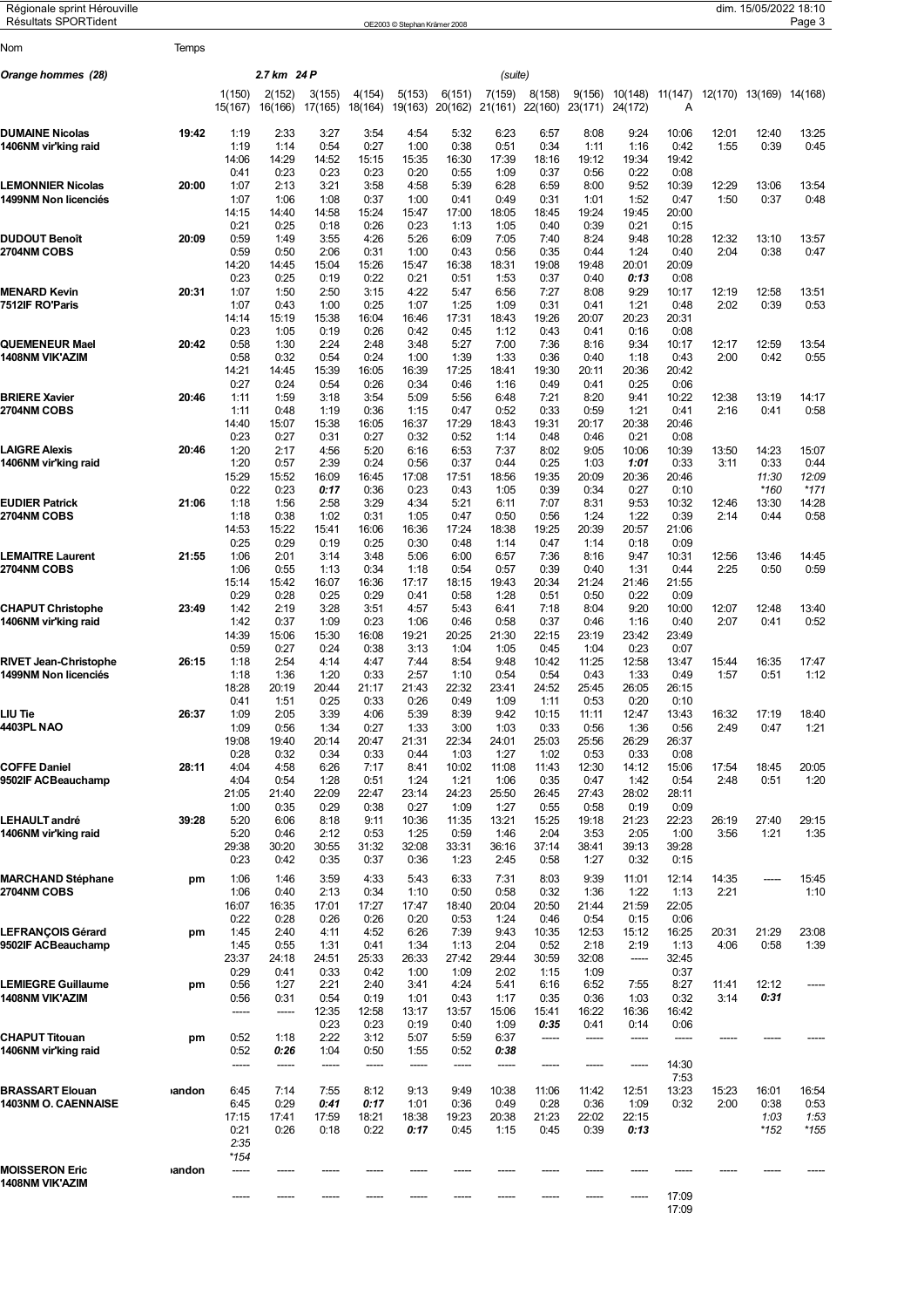**Orange hommes (28)** — *2.7 km 24 P* — *(suite)*

| Nom | Temps | 1(150) | 2(152) | 3(155) | 4(154) | 5(153) | 6(151) | 7(159) | 8(158) | 9(156) | 10(148) | 11(147) | 12(170) | 13(169) | 14(168) |
|---|---|---|---|---|---|---|---|---|---|---|---|---|---|---|---|
| | | 15(167) | 16(166) | 17(165) | 18(164) | 19(163) | 20(162) | 21(161) | 22(160) | 23(171) | 24(172) | A | | | |
| **DUMAINE Nicolas** | **19:42** | 1:19 | 2:33 | 3:27 | 3:54 | 4:54 | 5:32 | 6:23 | 6:57 | 8:08 | 9:24 | 10:06 | 12:01 | 12:40 | 13:25 |
| **1406NM vir'king raid** | | 1:19 | 1:14 | 0:54 | 0:27 | 1:00 | 0:38 | 0:51 | 0:34 | 1:11 | 1:16 | 0:42 | 1:55 | 0:39 | 0:45 |
| | | 14:06 | 14:29 | 14:52 | 15:15 | 15:35 | 16:30 | 17:39 | 18:16 | 19:12 | 19:34 | 19:42 | | | |
| | | 0:41 | 0:23 | 0:23 | 0:23 | 0:20 | 0:55 | 1:09 | 0:37 | 0:56 | 0:22 | 0:08 | | | |
| **LEMONNIER Nicolas** | **20:00** | 1:07 | 2:13 | 3:21 | 3:58 | 4:58 | 5:39 | 6:28 | 6:59 | 8:00 | 9:52 | 10:39 | 12:29 | 13:06 | 13:54 |
| **1499NM Non licenciés** | | 1:07 | 1:06 | 1:08 | 0:37 | 1:00 | 0:41 | 0:49 | 0:31 | 1:01 | 1:52 | 0:47 | 1:50 | 0:37 | 0:48 |
| | | 14:15 | 14:40 | 14:58 | 15:24 | 15:47 | 17:00 | 18:05 | 18:45 | 19:24 | 19:45 | 20:00 | | | |
| | | 0:21 | 0:25 | 0:18 | 0:26 | 0:23 | 1:13 | 1:05 | 0:40 | 0:39 | 0:21 | 0:15 | | | |
| **DUDOUT Benoît** | **20:09** | 0:59 | 1:49 | 3:55 | 4:26 | 5:26 | 6:09 | 7:05 | 7:40 | 8:24 | 9:48 | 10:28 | 12:32 | 13:10 | 13:57 |
| **2704NM COBS** | | 0:59 | 0:50 | 2:06 | 0:31 | 1:00 | 0:43 | 0:56 | 0:35 | 0:44 | 1:24 | 0:40 | 2:04 | 0:38 | 0:47 |
| | | 14:20 | 14:45 | 15:04 | 15:26 | 15:47 | 16:38 | 18:31 | 19:08 | 19:48 | 20:01 | 20:09 | | | |
| | | 0:23 | 0:25 | 0:19 | 0:22 | 0:21 | 0:51 | 1:53 | 0:37 | 0:40 | ***0:13*** | 0:08 | | | |
| **MENARD Kevin** | **20:31** | 1:07 | 1:50 | 2:50 | 3:15 | 4:22 | 5:47 | 6:56 | 7:27 | 8:08 | 9:29 | 10:17 | 12:19 | 12:58 | 13:51 |
| **7512IF RO'Paris** | | 1:07 | 0:43 | 1:00 | 0:25 | 1:07 | 1:25 | 1:09 | 0:31 | 0:41 | 1:21 | 0:48 | 2:02 | 0:39 | 0:53 |
| | | 14:14 | 15:19 | 15:38 | 16:04 | 16:46 | 17:31 | 18:43 | 19:26 | 20:07 | 20:23 | 20:31 | | | |
| | | 0:23 | 1:05 | 0:19 | 0:26 | 0:42 | 0:45 | 1:12 | 0:43 | 0:41 | 0:16 | 0:08 | | | |
| **QUEMENEUR Mael** | **20:42** | 0:58 | 1:30 | 2:24 | 2:48 | 3:48 | 5:27 | 7:00 | 7:36 | 8:16 | 9:34 | 10:17 | 12:17 | 12:59 | 13:54 |
| **1408NM VIK'AZIM** | | 0:58 | 0:32 | 0:54 | 0:24 | 1:00 | 1:39 | 1:33 | 0:36 | 0:40 | 1:18 | 0:43 | 2:00 | 0:42 | 0:55 |
| | | 14:21 | 14:45 | 15:39 | 16:05 | 16:39 | 17:25 | 18:41 | 19:30 | 20:11 | 20:36 | 20:42 | | | |
| | | 0:27 | 0:24 | 0:54 | 0:26 | 0:34 | 0:46 | 1:16 | 0:49 | 0:41 | 0:25 | 0:06 | | | |
| **BRIERE Xavier** | **20:46** | 1:11 | 1:59 | 3:18 | 3:54 | 5:09 | 5:56 | 6:48 | 7:21 | 8:20 | 9:41 | 10:22 | 12:38 | 13:19 | 14:17 |
| **2704NM COBS** | | 1:11 | 0:48 | 1:19 | 0:36 | 1:15 | 0:47 | 0:52 | 0:33 | 0:59 | 1:21 | 0:41 | 2:16 | 0:41 | 0:58 |
| | | 14:40 | 15:07 | 15:38 | 16:05 | 16:37 | 17:29 | 18:43 | 19:31 | 20:17 | 20:38 | 20:46 | | | |
| | | 0:23 | 0:27 | 0:31 | 0:27 | 0:32 | 0:52 | 1:14 | 0:48 | 0:46 | 0:21 | 0:08 | | | |
| **LAIGRE Alexis** | **20:46** | 1:20 | 2:17 | 4:56 | 5:20 | 6:16 | 6:53 | 7:37 | 8:02 | 9:05 | 10:06 | 10:39 | 13:50 | 14:23 | 15:07 |
| **1406NM vir'king raid** | | 1:20 | 0:57 | 2:39 | 0:24 | 0:56 | 0:37 | 0:44 | 0:25 | 1:03 | ***1:01*** | 0:33 | 3:11 | 0:33 | 0:44 |
| | | 15:29 | 15:52 | 16:09 | 16:45 | 17:08 | 17:51 | 18:56 | 19:35 | 20:09 | 20:36 | 20:46 | | *11:30* | *12:09* |
| | | 0:22 | 0:23 | ***0:17*** | 0:36 | 0:23 | 0:43 | 1:05 | 0:39 | 0:34 | 0:27 | 0:10 | | *160 | *171 |
| **EUDIER Patrick** | **21:06** | 1:18 | 1:56 | 2:58 | 3:29 | 4:34 | 5:21 | 6:11 | 7:07 | 8:31 | 9:53 | 10:32 | 12:46 | 13:30 | 14:28 |
| **2704NM COBS** | | 1:18 | 0:38 | 1:02 | 0:31 | 1:05 | 0:47 | 0:50 | 0:56 | 1:24 | 1:22 | 0:39 | 2:14 | 0:44 | 0:58 |
| | | 14:53 | 15:22 | 15:41 | 16:06 | 16:36 | 17:24 | 18:38 | 19:25 | 20:39 | 20:57 | 21:06 | | | |
| | | 0:25 | 0:29 | 0:19 | 0:25 | 0:30 | 0:48 | 1:14 | 0:47 | 1:14 | 0:18 | 0:09 | | | |
| **LEMAITRE Laurent** | **21:55** | 1:06 | 2:01 | 3:14 | 3:48 | 5:06 | 6:00 | 6:57 | 7:36 | 8:16 | 9:47 | 10:31 | 12:56 | 13:46 | 14:45 |
| **2704NM COBS** | | 1:06 | 0:55 | 1:13 | 0:34 | 1:18 | 0:54 | 0:57 | 0:39 | 0:40 | 1:31 | 0:44 | 2:25 | 0:50 | 0:59 |
| | | 15:14 | 15:42 | 16:07 | 16:36 | 17:17 | 18:15 | 19:43 | 20:34 | 21:24 | 21:46 | 21:55 | | | |
| | | 0:29 | 0:28 | 0:25 | 0:29 | 0:41 | 0:58 | 1:28 | 0:51 | 0:50 | 0:22 | 0:09 | | | |
| **CHAPUT Christophe** | **23:49** | 1:42 | 2:19 | 3:28 | 3:51 | 4:57 | 5:43 | 6:41 | 7:18 | 8:04 | 9:20 | 10:00 | 12:07 | 12:48 | 13:40 |
| **1406NM vir'king raid** | | 1:42 | 0:37 | 1:09 | 0:23 | 1:06 | 0:46 | 0:58 | 0:37 | 0:46 | 1:16 | 0:40 | 2:07 | 0:41 | 0:52 |
| | | 14:39 | 15:06 | 15:30 | 16:08 | 19:21 | 20:25 | 21:30 | 22:15 | 23:19 | 23:42 | 23:49 | | | |
| | | 0:59 | 0:27 | 0:24 | 0:38 | 3:13 | 1:04 | 1:05 | 0:45 | 1:04 | 0:23 | 0:07 | | | |
| **RIVET Jean-Christophe** | **26:15** | 1:18 | 2:54 | 4:14 | 4:47 | 7:44 | 8:54 | 9:48 | 10:42 | 11:25 | 12:58 | 13:47 | 15:44 | 16:35 | 17:47 |
| **1499NM Non licenciés** | | 1:18 | 1:36 | 1:20 | 0:33 | 2:57 | 1:10 | 0:54 | 0:54 | 0:43 | 1:33 | 0:49 | 1:57 | 0:51 | 1:12 |
| | | 18:28 | 20:19 | 20:44 | 21:17 | 21:43 | 22:32 | 23:41 | 24:52 | 25:45 | 26:05 | 26:15 | | | |
| | | 0:41 | 1:51 | 0:25 | 0:33 | 0:26 | 0:49 | 1:09 | 1:11 | 0:53 | 0:20 | 0:10 | | | |
| **LIU Tie** | **26:37** | 1:09 | 2:05 | 3:39 | 4:06 | 5:39 | 8:39 | 9:42 | 10:15 | 11:11 | 12:47 | 13:43 | 16:32 | 17:19 | 18:40 |
| **4403PL NAO** | | 1:09 | 0:56 | 1:34 | 0:27 | 1:33 | 3:00 | 1:03 | 0:33 | 0:56 | 1:36 | 0:56 | 2:49 | 0:47 | 1:21 |
| | | 19:08 | 19:40 | 20:14 | 20:47 | 21:31 | 22:34 | 24:01 | 25:03 | 25:56 | 26:29 | 26:37 | | | |
| | | 0:28 | 0:32 | 0:34 | 0:33 | 0:44 | 1:03 | 1:27 | 1:02 | 0:53 | 0:33 | 0:08 | | | |
| **COFFE Daniel** | **28:11** | 4:04 | 4:58 | 6:26 | 7:17 | 8:41 | 10:02 | 11:08 | 11:43 | 12:30 | 14:12 | 15:06 | 17:54 | 18:45 | 20:05 |
| **9502IF ACBeauchamp** | | 4:04 | 0:54 | 1:28 | 0:51 | 1:24 | 1:21 | 1:06 | 0:35 | 0:47 | 1:42 | 0:54 | 2:48 | 0:51 | 1:20 |
| | | 21:05 | 21:40 | 22:09 | 22:47 | 23:14 | 24:23 | 25:50 | 26:45 | 27:43 | 28:02 | 28:11 | | | |
| | | 1:00 | 0:35 | 0:29 | 0:38 | 0:27 | 1:09 | 1:27 | 0:55 | 0:58 | 0:19 | 0:09 | | | |
| **LEHAULT andré** | **39:28** | 5:20 | 6:06 | 8:18 | 9:11 | 10:36 | 11:35 | 13:21 | 15:25 | 19:18 | 21:23 | 22:23 | 26:19 | 27:40 | 29:15 |
| **1406NM vir'king raid** | | 5:20 | 0:46 | 2:12 | 0:53 | 1:25 | 0:59 | 1:46 | 2:04 | 3:53 | 2:05 | 1:00 | 3:56 | 1:21 | 1:35 |
| | | 29:38 | 30:20 | 30:55 | 31:32 | 32:08 | 33:31 | 36:16 | 37:14 | 38:41 | 39:13 | 39:28 | | | |
| | | 0:23 | 0:42 | 0:35 | 0:37 | 0:36 | 1:23 | 2:45 | 0:58 | 1:27 | 0:32 | 0:15 | | | |
| **MARCHAND Stéphane** | **pm** | 1:06 | 1:46 | 3:59 | 4:33 | 5:43 | 6:33 | 7:31 | 8:03 | 9:39 | 11:01 | 12:14 | 14:35 | ----- | 15:45 |
| **2704NM COBS** | | 1:06 | 0:40 | 2:13 | 0:34 | 1:10 | 0:50 | 0:58 | 0:32 | 1:36 | 1:22 | 1:13 | 2:21 | | 1:10 |
| | | 16:07 | 16:35 | 17:01 | 17:27 | 17:47 | 18:40 | 20:04 | 20:50 | 21:44 | 21:59 | 22:05 | | | |
| | | 0:22 | 0:28 | 0:26 | 0:26 | 0:20 | 0:53 | 1:24 | 0:46 | 0:54 | 0:15 | 0:06 | | | |
| **LEFRANÇOIS Gérard** | **pm** | 1:45 | 2:40 | 4:11 | 4:52 | 6:26 | 7:39 | 9:43 | 10:35 | 12:53 | 15:12 | 16:25 | 20:31 | 21:29 | 23:08 |
| **9502IF ACBeauchamp** | | 1:45 | 0:55 | 1:31 | 0:41 | 1:34 | 1:13 | 2:04 | 0:52 | 2:18 | 2:19 | 1:13 | 4:06 | 0:58 | 1:39 |
| | | 23:37 | 24:18 | 24:51 | 25:33 | 26:33 | 27:42 | 29:44 | 30:59 | 32:08 | ----- | 32:45 | | | |
| | | 0:29 | 0:41 | 0:33 | 0:42 | 1:00 | 1:09 | 2:02 | 1:15 | 1:09 | | 0:37 | | | |
| **LEMIEGRE Guillaume** | **pm** | 0:56 | 1:27 | 2:21 | 2:40 | 3:41 | 4:24 | 5:41 | 6:16 | 6:52 | 7:55 | 8:27 | 11:41 | 12:12 | ----- |
| **1408NM VIK'AZIM** | | 0:56 | 0:31 | 0:54 | 0:19 | 1:01 | 0:43 | 1:17 | 0:35 | 0:36 | 1:03 | 0:32 | 3:14 | ***0:31*** | |
| | | ----- | ----- | 12:35 | 12:58 | 13:17 | 13:57 | 15:06 | 15:41 | 16:22 | 16:36 | 16:42 | | | |
| | | | | 0:23 | 0:23 | 0:19 | 0:40 | 1:09 | ***0:35*** | 0:41 | 0:14 | 0:06 | | | |
| **CHAPUT Titouan** | **pm** | 0:52 | 1:18 | 2:22 | 3:12 | 5:07 | 5:59 | 6:37 | ----- | ----- | ----- | ----- | ----- | ----- | ----- |
| **1406NM vir'king raid** | | 0:52 | ***0:26*** | 1:04 | 0:50 | 1:55 | 0:52 | ***0:38*** | | | | | | | |
| | | ----- | ----- | ----- | ----- | ----- | ----- | ----- | ----- | ----- | ----- | 14:30 | | | |
| | | | | | | | | | | | | 7:53 | | | |
| **BRASSART Elouan** | **abandon** | 6:45 | 7:14 | 7:55 | 8:12 | 9:13 | 9:49 | 10:38 | 11:06 | 11:42 | 12:51 | 13:23 | 15:23 | 16:01 | 16:54 |
| **1403NM O. CAENNAISE** | | 6:45 | 0:29 | ***0:41*** | ***0:17*** | 1:01 | 0:36 | 0:49 | 0:28 | 0:36 | 1:09 | 0:32 | 2:00 | 0:38 | 0:53 |
| | | 17:15 | 17:41 | 17:59 | 18:21 | 18:38 | 19:23 | 20:38 | 21:23 | 22:02 | 22:15 | | | *1:03* | *1:53* |
| | | 0:21 | 0:26 | 0:18 | 0:22 | ***0:17*** | 0:45 | 1:15 | 0:45 | 0:39 | ***0:13*** | | | *152 | *155 |
| | | *2:35* | | | | | | | | | | | | | |
| | | *154 | | | | | | | | | | | | | |
| **MOISSERON Eric** | **abandon** | ----- | ----- | ----- | ----- | ----- | ----- | ----- | ----- | ----- | ----- | ----- | ----- | ----- | ----- |
| **1408NM VIK'AZIM** | | | | | | | | | | | | | | | |
| | | ----- | ----- | ----- | ----- | ----- | ----- | ----- | ----- | ----- | ----- | 17:09 | | | |
| | | | | | | | | | | | | 17:09 | | | |